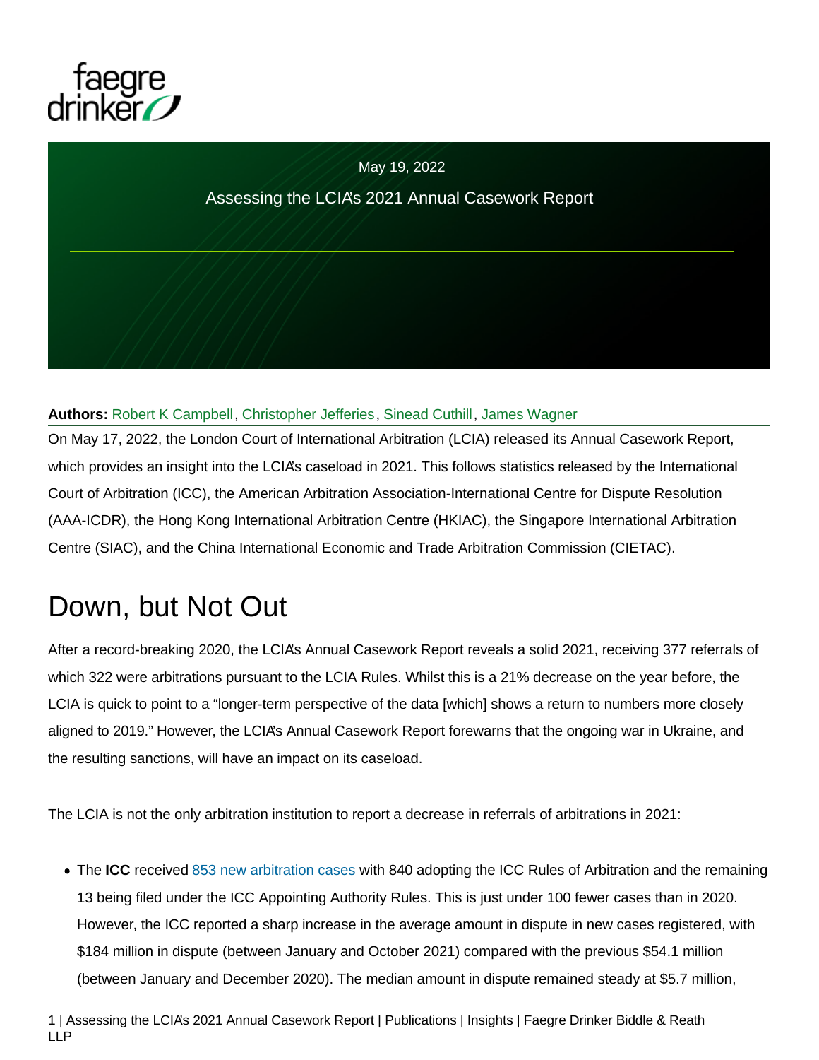May 19, 2022

# Assessing the LCIA's 2021 Annual Casework Report

**Authors:** Robert K Campbell, Christopher Jefferies, Sinead Cuthill, James Wagner

On May 17, 2022, the London Court of International Arbitration (LCIA) released its Annual Casework Report, which provides an insight into the LCIA's caseload in 2021. This follows statistics released by the International Court of Arbitration (ICC), the American Arbitration Association-International Centre for Dispute Resolution (AAA-ICDR), the Hong Kong International Arbitration Centre (HKIAC), the Singapore International Arbitration Centre (SIAC), and the China International Economic and Trade Arbitration Commission (CIETAC).

## Down, but Not Out

After a record-breaking 2020, the LCIA's Annual Casework Report reveals a solid 2021, receiving 377 referrals of which 322 were arbitrations pursuant to the LCIA Rules. Whilst this is a 21% decrease on the year before, the LCIA is quick to point to a "longer-term perspective of the data [which] shows a return to numbers more closely aligned to 2019." However, the LCIA's Annual Casework Report forewarns that the ongoing war in Ukraine, and the resulting sanctions, will have an impact on its caseload.

The LCIA is not the only arbitration institution to report a decrease in referrals of arbitrations in 2021:

- The **ICC** received 853 new arbitration cases with 840 adopting the ICC Rules of Arbitration and the remaining 13 being filed under the ICC Appointing Authority Rules. This is just under 100 fewer cases than in 2020. However, the ICC reported a sharp increase in the average amount in dispute in new cases registered, with $184 million in dispute (between January and October 2021) compared with the previous $54.1 million (between January and December 2020). The median amount in dispute remained steady at $5.7 million,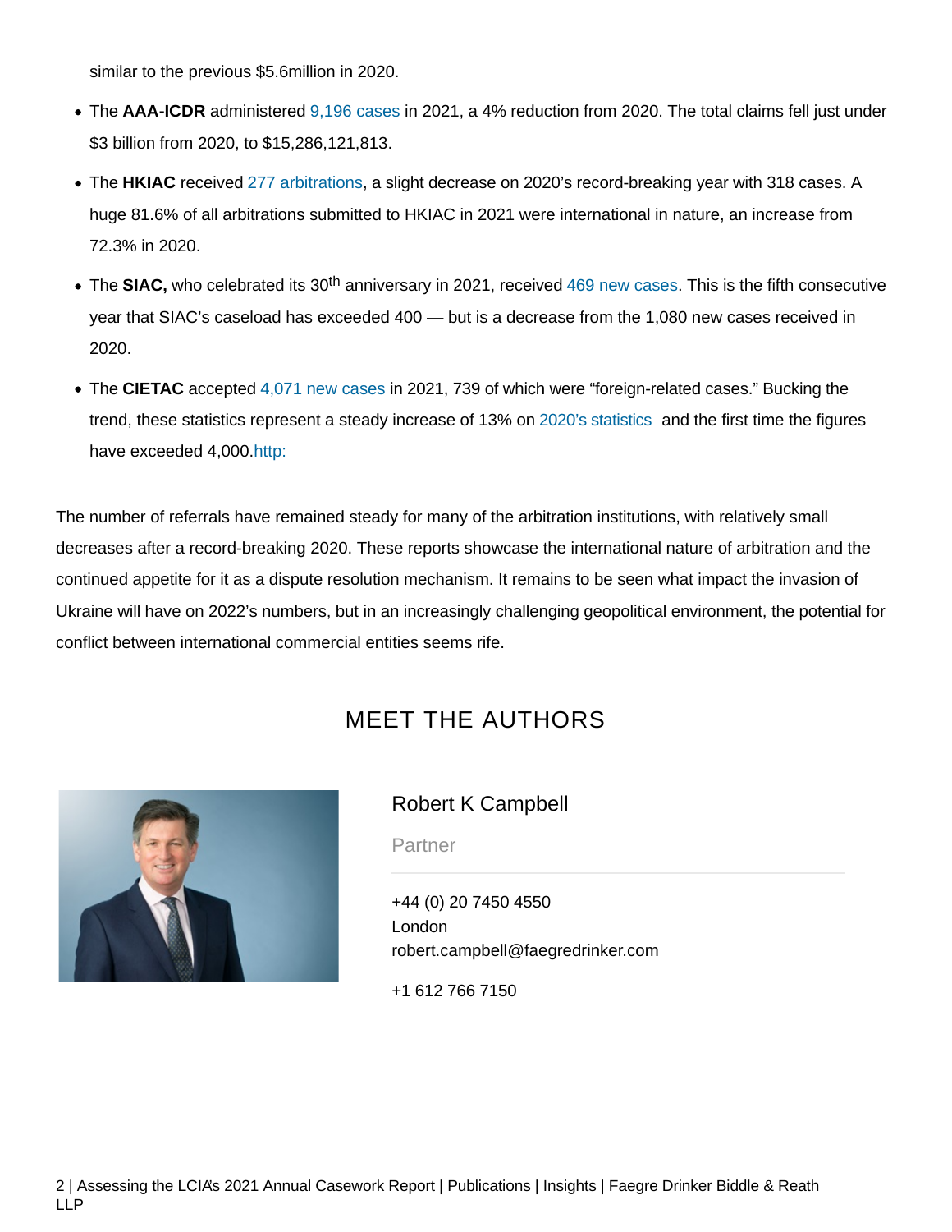similar to the previous $5.6million in 2020.

- The **AAA-ICDR** administered 9,196 cases in 2021, a 4% reduction from 2020. The total claims fell just under $3 billion from 2020, to $15,286,121,813.
- The **HKIAC** received 277 arbitrations, a slight decrease on 2020's record-breaking year with 318 cases. A huge 81.6% of all arbitrations submitted to HKIAC in 2021 were international in nature, an increase from 72.3% in 2020.
- The **SIAC,** who celebrated its 30th anniversary in 2021, received 469 new cases. This is the fifth consecutive year that SIAC's caseload has exceeded 400 — but is a decrease from the 1,080 new cases received in 2020.
- The **CIETAC** accepted 4,071 new cases in 2021, 739 of which were "foreign-related cases." Bucking the trend, these statistics represent a steady increase of 13% on 2020's statistics and the first time the figures have exceeded 4,000.http:

The number of referrals have remained steady for many of the arbitration institutions, with relatively small decreases after a record-breaking 2020. These reports showcase the international nature of arbitration and the continued appetite for it as a dispute resolution mechanism. It remains to be seen what impact the invasion of Ukraine will have on 2022's numbers, but in an increasingly challenging geopolitical environment, the potential for conflict between international commercial entities seems rife.

## MEET THE AUTHORS

### Robert K Campbell

Partner

+44 (0) 20 7450 4550
London
robert.campbell@faegredrinker.com

+1 612 766 7150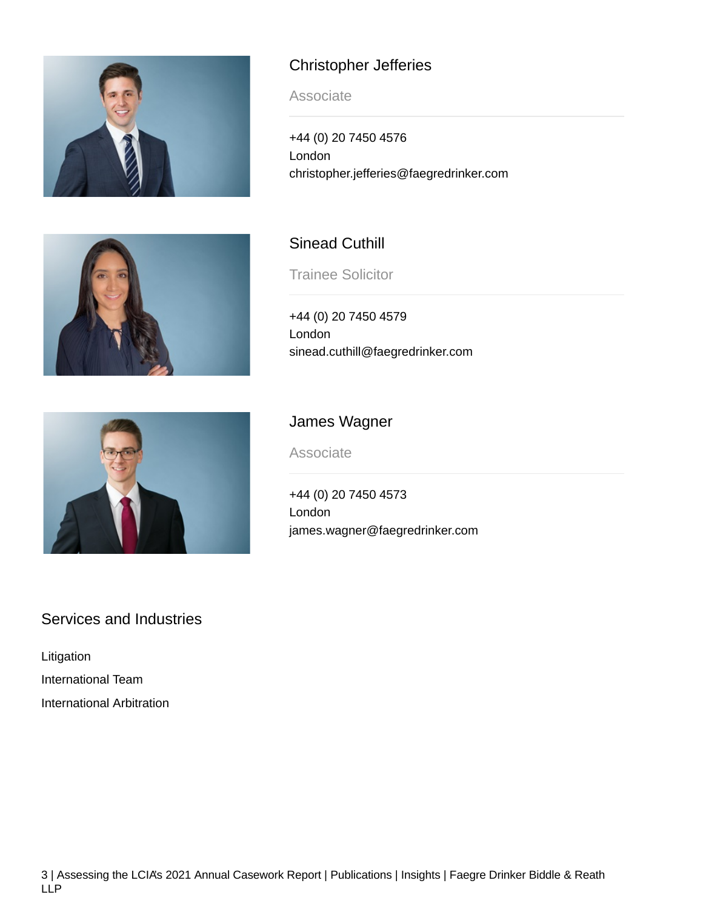### Christopher Jefferies

Associate

+44 (0) 20 7450 4576
London
christopher.jefferies@faegredrinker.com

### Sinead Cuthill

Trainee Solicitor

+44 (0) 20 7450 4579
London
sinead.cuthill@faegredrinker.com

### James Wagner

Associate

+44 (0) 20 7450 4573
London
james.wagner@faegredrinker.com

## Services and Industries

Litigation

International Team

International Arbitration